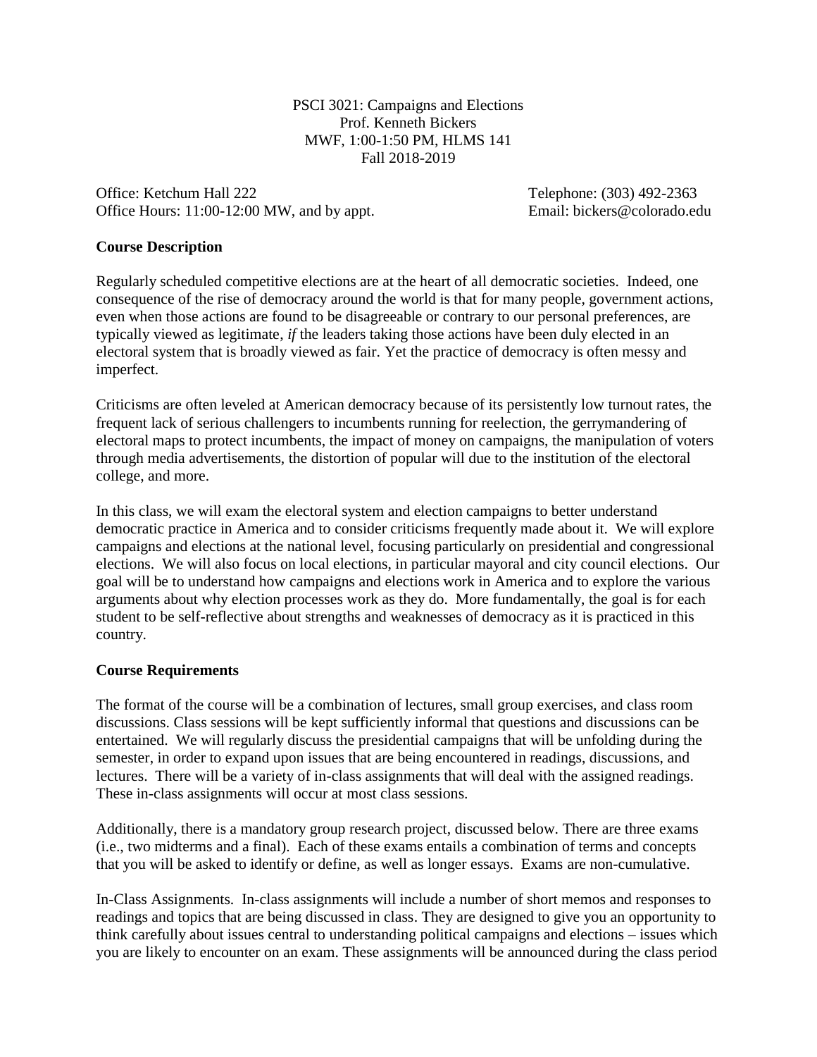PSCI 3021: Campaigns and Elections
Prof. Kenneth Bickers
MWF, 1:00-1:50 PM, HLMS 141
Fall 2018-2019

Office: Ketchum Hall 222
Office Hours: 11:00-12:00 MW, and by appt.

Telephone: (303) 492-2363
Email: bickers@colorado.edu

**Course Description**

Regularly scheduled competitive elections are at the heart of all democratic societies. Indeed, one consequence of the rise of democracy around the world is that for many people, government actions, even when those actions are found to be disagreeable or contrary to our personal preferences, are typically viewed as legitimate, *if* the leaders taking those actions have been duly elected in an electoral system that is broadly viewed as fair. Yet the practice of democracy is often messy and imperfect.

Criticisms are often leveled at American democracy because of its persistently low turnout rates, the frequent lack of serious challengers to incumbents running for reelection, the gerrymandering of electoral maps to protect incumbents, the impact of money on campaigns, the manipulation of voters through media advertisements, the distortion of popular will due to the institution of the electoral college, and more.

In this class, we will exam the electoral system and election campaigns to better understand democratic practice in America and to consider criticisms frequently made about it. We will explore campaigns and elections at the national level, focusing particularly on presidential and congressional elections. We will also focus on local elections, in particular mayoral and city council elections. Our goal will be to understand how campaigns and elections work in America and to explore the various arguments about why election processes work as they do. More fundamentally, the goal is for each student to be self-reflective about strengths and weaknesses of democracy as it is practiced in this country.

**Course Requirements**

The format of the course will be a combination of lectures, small group exercises, and class room discussions. Class sessions will be kept sufficiently informal that questions and discussions can be entertained. We will regularly discuss the presidential campaigns that will be unfolding during the semester, in order to expand upon issues that are being encountered in readings, discussions, and lectures. There will be a variety of in-class assignments that will deal with the assigned readings. These in-class assignments will occur at most class sessions.

Additionally, there is a mandatory group research project, discussed below. There are three exams (i.e., two midterms and a final). Each of these exams entails a combination of terms and concepts that you will be asked to identify or define, as well as longer essays. Exams are non-cumulative.

In-Class Assignments. In-class assignments will include a number of short memos and responses to readings and topics that are being discussed in class. They are designed to give you an opportunity to think carefully about issues central to understanding political campaigns and elections – issues which you are likely to encounter on an exam. These assignments will be announced during the class period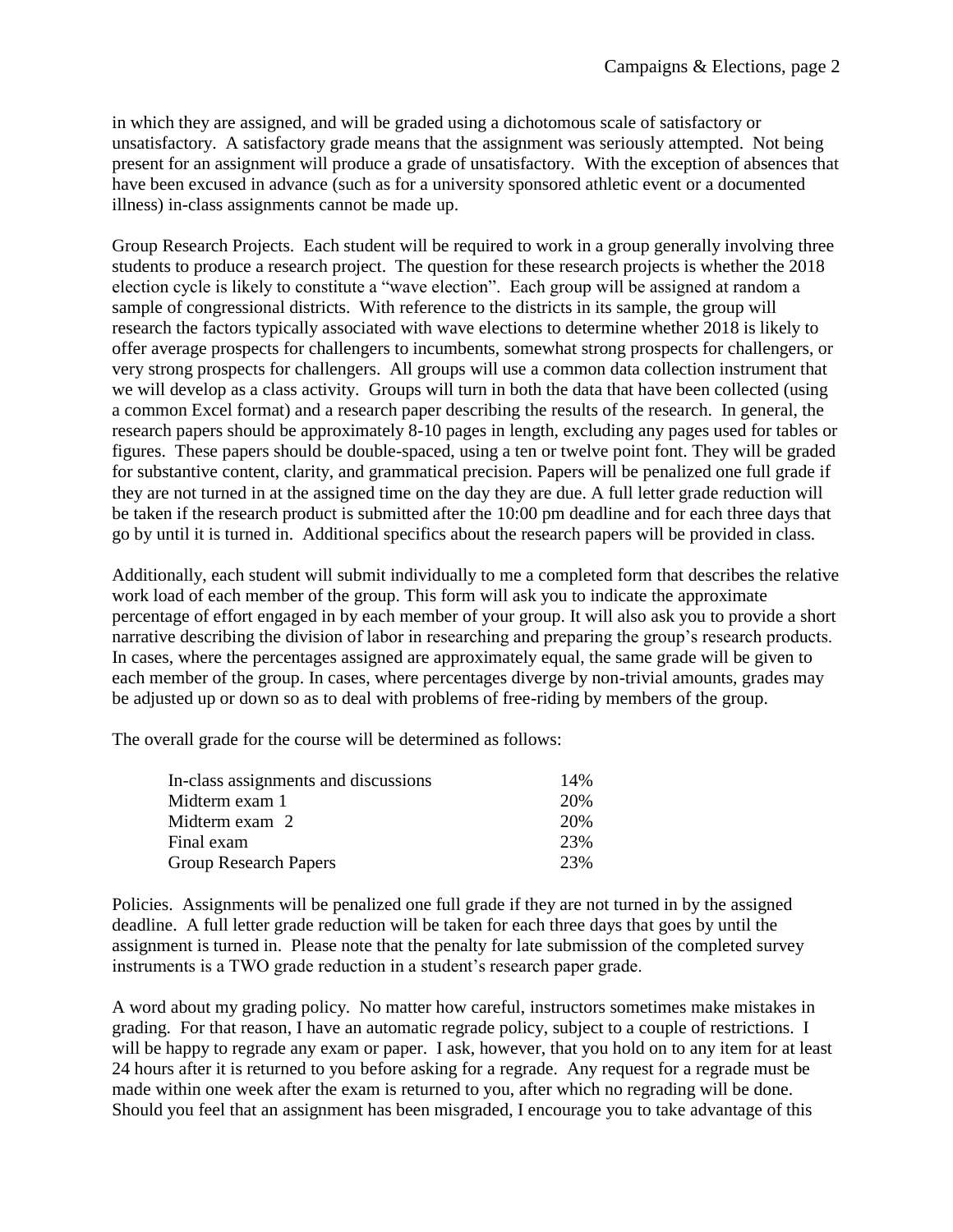in which they are assigned, and will be graded using a dichotomous scale of satisfactory or unsatisfactory. A satisfactory grade means that the assignment was seriously attempted. Not being present for an assignment will produce a grade of unsatisfactory. With the exception of absences that have been excused in advance (such as for a university sponsored athletic event or a documented illness) in-class assignments cannot be made up.

Group Research Projects. Each student will be required to work in a group generally involving three students to produce a research project. The question for these research projects is whether the 2018 election cycle is likely to constitute a "wave election". Each group will be assigned at random a sample of congressional districts. With reference to the districts in its sample, the group will research the factors typically associated with wave elections to determine whether 2018 is likely to offer average prospects for challengers to incumbents, somewhat strong prospects for challengers, or very strong prospects for challengers. All groups will use a common data collection instrument that we will develop as a class activity. Groups will turn in both the data that have been collected (using a common Excel format) and a research paper describing the results of the research. In general, the research papers should be approximately 8-10 pages in length, excluding any pages used for tables or figures. These papers should be double-spaced, using a ten or twelve point font. They will be graded for substantive content, clarity, and grammatical precision. Papers will be penalized one full grade if they are not turned in at the assigned time on the day they are due. A full letter grade reduction will be taken if the research product is submitted after the 10:00 pm deadline and for each three days that go by until it is turned in. Additional specifics about the research papers will be provided in class.

Additionally, each student will submit individually to me a completed form that describes the relative work load of each member of the group. This form will ask you to indicate the approximate percentage of effort engaged in by each member of your group. It will also ask you to provide a short narrative describing the division of labor in researching and preparing the group's research products. In cases, where the percentages assigned are approximately equal, the same grade will be given to each member of the group. In cases, where percentages diverge by non-trivial amounts, grades may be adjusted up or down so as to deal with problems of free-riding by members of the group.

The overall grade for the course will be determined as follows:

| | |
|---|---|
| In-class assignments and discussions | 14% |
| Midterm exam 1 | 20% |
| Midterm exam 2 | 20% |
| Final exam | 23% |
| Group Research Papers | 23% |

Policies. Assignments will be penalized one full grade if they are not turned in by the assigned deadline. A full letter grade reduction will be taken for each three days that goes by until the assignment is turned in. Please note that the penalty for late submission of the completed survey instruments is a TWO grade reduction in a student's research paper grade.

A word about my grading policy. No matter how careful, instructors sometimes make mistakes in grading. For that reason, I have an automatic regrade policy, subject to a couple of restrictions. I will be happy to regrade any exam or paper. I ask, however, that you hold on to any item for at least 24 hours after it is returned to you before asking for a regrade. Any request for a regrade must be made within one week after the exam is returned to you, after which no regrading will be done. Should you feel that an assignment has been misgraded, I encourage you to take advantage of this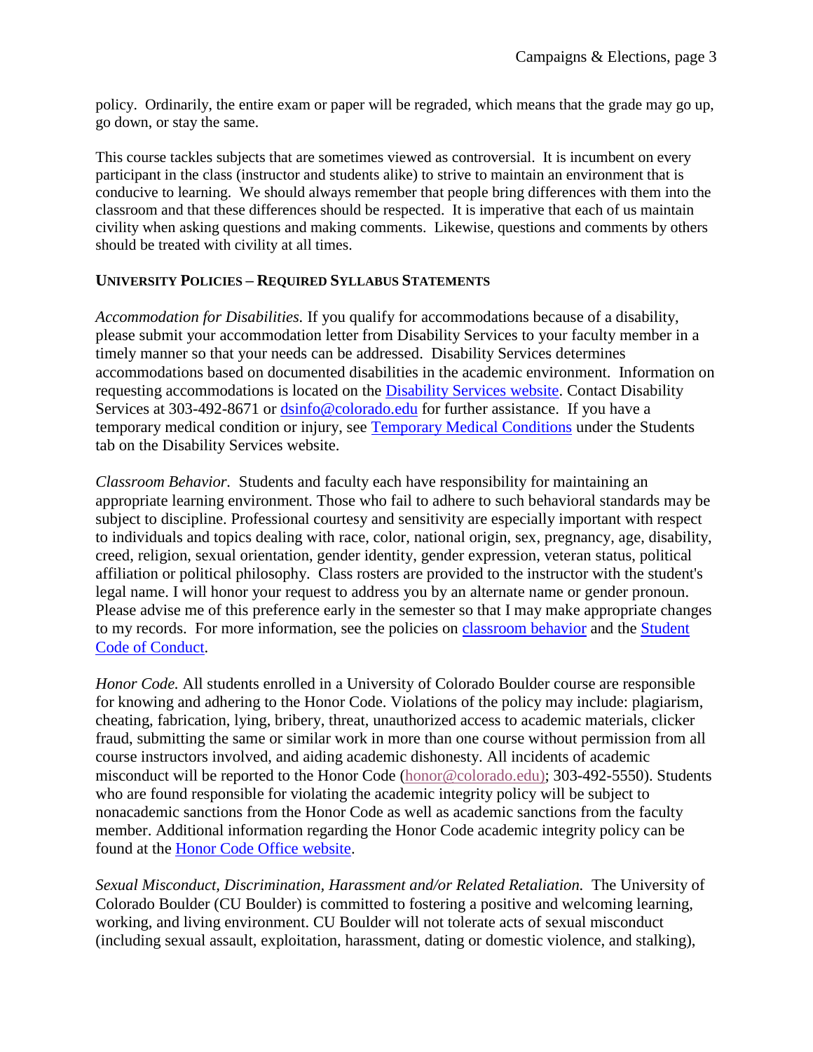policy. Ordinarily, the entire exam or paper will be regraded, which means that the grade may go up, go down, or stay the same.

This course tackles subjects that are sometimes viewed as controversial. It is incumbent on every participant in the class (instructor and students alike) to strive to maintain an environment that is conducive to learning. We should always remember that people bring differences with them into the classroom and that these differences should be respected. It is imperative that each of us maintain civility when asking questions and making comments. Likewise, questions and comments by others should be treated with civility at all times.

### UNIVERSITY POLICIES – REQUIRED SYLLABUS STATEMENTS

*Accommodation for Disabilities.* If you qualify for accommodations because of a disability, please submit your accommodation letter from Disability Services to your faculty member in a timely manner so that your needs can be addressed. Disability Services determines accommodations based on documented disabilities in the academic environment. Information on requesting accommodations is located on the Disability Services website. Contact Disability Services at 303-492-8671 or dsinfo@colorado.edu for further assistance. If you have a temporary medical condition or injury, see Temporary Medical Conditions under the Students tab on the Disability Services website.

*Classroom Behavior.* Students and faculty each have responsibility for maintaining an appropriate learning environment. Those who fail to adhere to such behavioral standards may be subject to discipline. Professional courtesy and sensitivity are especially important with respect to individuals and topics dealing with race, color, national origin, sex, pregnancy, age, disability, creed, religion, sexual orientation, gender identity, gender expression, veteran status, political affiliation or political philosophy. Class rosters are provided to the instructor with the student's legal name. I will honor your request to address you by an alternate name or gender pronoun. Please advise me of this preference early in the semester so that I may make appropriate changes to my records. For more information, see the policies on classroom behavior and the Student Code of Conduct.

*Honor Code.* All students enrolled in a University of Colorado Boulder course are responsible for knowing and adhering to the Honor Code. Violations of the policy may include: plagiarism, cheating, fabrication, lying, bribery, threat, unauthorized access to academic materials, clicker fraud, submitting the same or similar work in more than one course without permission from all course instructors involved, and aiding academic dishonesty. All incidents of academic misconduct will be reported to the Honor Code (honor@colorado.edu); 303-492-5550). Students who are found responsible for violating the academic integrity policy will be subject to nonacademic sanctions from the Honor Code as well as academic sanctions from the faculty member. Additional information regarding the Honor Code academic integrity policy can be found at the Honor Code Office website.

*Sexual Misconduct, Discrimination, Harassment and/or Related Retaliation.* The University of Colorado Boulder (CU Boulder) is committed to fostering a positive and welcoming learning, working, and living environment. CU Boulder will not tolerate acts of sexual misconduct (including sexual assault, exploitation, harassment, dating or domestic violence, and stalking),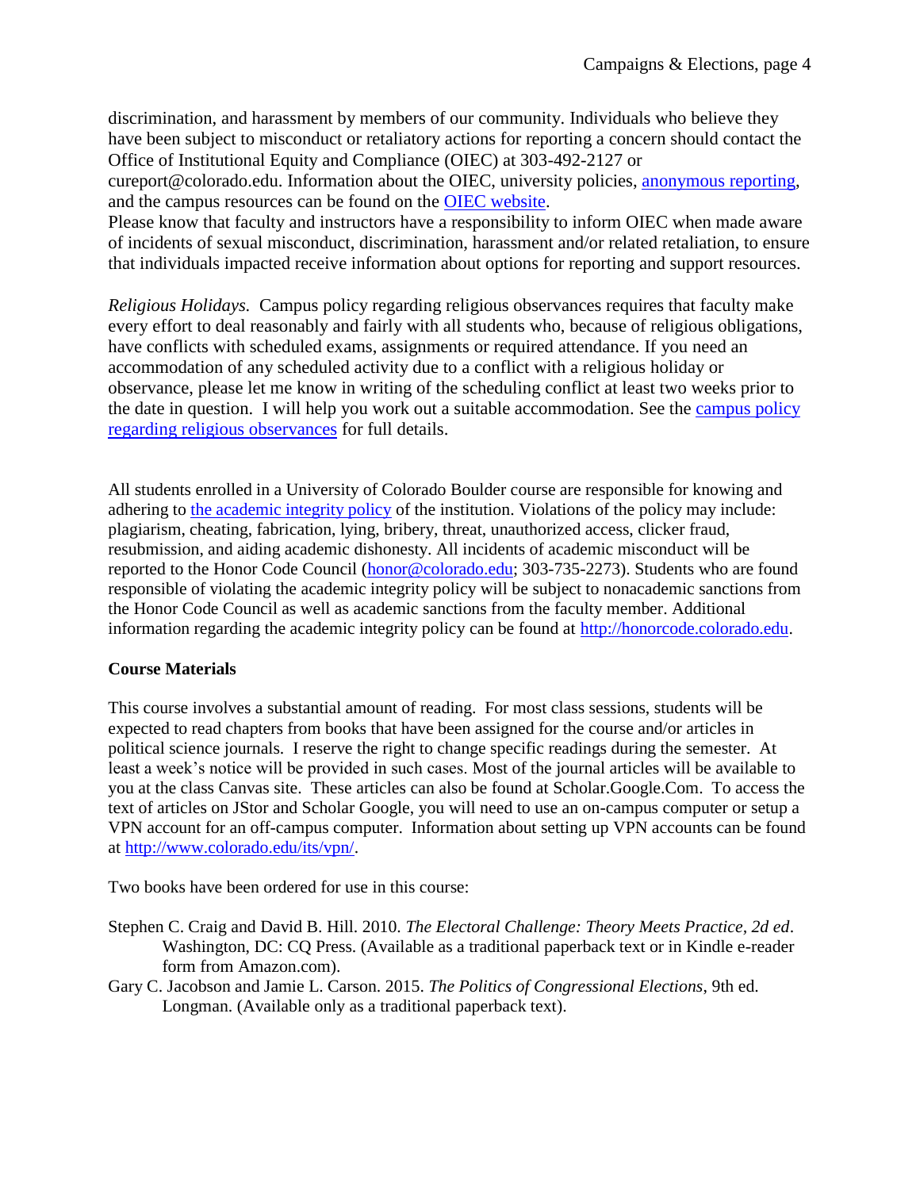discrimination, and harassment by members of our community. Individuals who believe they have been subject to misconduct or retaliatory actions for reporting a concern should contact the Office of Institutional Equity and Compliance (OIEC) at 303-492-2127 or cureport@colorado.edu. Information about the OIEC, university policies, anonymous reporting, and the campus resources can be found on the OIEC website.
Please know that faculty and instructors have a responsibility to inform OIEC when made aware of incidents of sexual misconduct, discrimination, harassment and/or related retaliation, to ensure that individuals impacted receive information about options for reporting and support resources.

*Religious Holidays.* Campus policy regarding religious observances requires that faculty make every effort to deal reasonably and fairly with all students who, because of religious obligations, have conflicts with scheduled exams, assignments or required attendance. If you need an accommodation of any scheduled activity due to a conflict with a religious holiday or observance, please let me know in writing of the scheduling conflict at least two weeks prior to the date in question. I will help you work out a suitable accommodation. See the campus policy regarding religious observances for full details.

All students enrolled in a University of Colorado Boulder course are responsible for knowing and adhering to the academic integrity policy of the institution. Violations of the policy may include: plagiarism, cheating, fabrication, lying, bribery, threat, unauthorized access, clicker fraud, resubmission, and aiding academic dishonesty. All incidents of academic misconduct will be reported to the Honor Code Council (honor@colorado.edu; 303-735-2273). Students who are found responsible of violating the academic integrity policy will be subject to nonacademic sanctions from the Honor Code Council as well as academic sanctions from the faculty member. Additional information regarding the academic integrity policy can be found at http://honorcode.colorado.edu.

**Course Materials**

This course involves a substantial amount of reading. For most class sessions, students will be expected to read chapters from books that have been assigned for the course and/or articles in political science journals. I reserve the right to change specific readings during the semester. At least a week's notice will be provided in such cases. Most of the journal articles will be available to you at the class Canvas site. These articles can also be found at Scholar.Google.Com. To access the text of articles on JStor and Scholar Google, you will need to use an on-campus computer or setup a VPN account for an off-campus computer. Information about setting up VPN accounts can be found at http://www.colorado.edu/its/vpn/.

Two books have been ordered for use in this course:

Stephen C. Craig and David B. Hill. 2010. *The Electoral Challenge: Theory Meets Practice, 2d ed*. Washington, DC: CQ Press. (Available as a traditional paperback text or in Kindle e-reader form from Amazon.com).

Gary C. Jacobson and Jamie L. Carson. 2015. *The Politics of Congressional Elections*, 9th ed. Longman. (Available only as a traditional paperback text).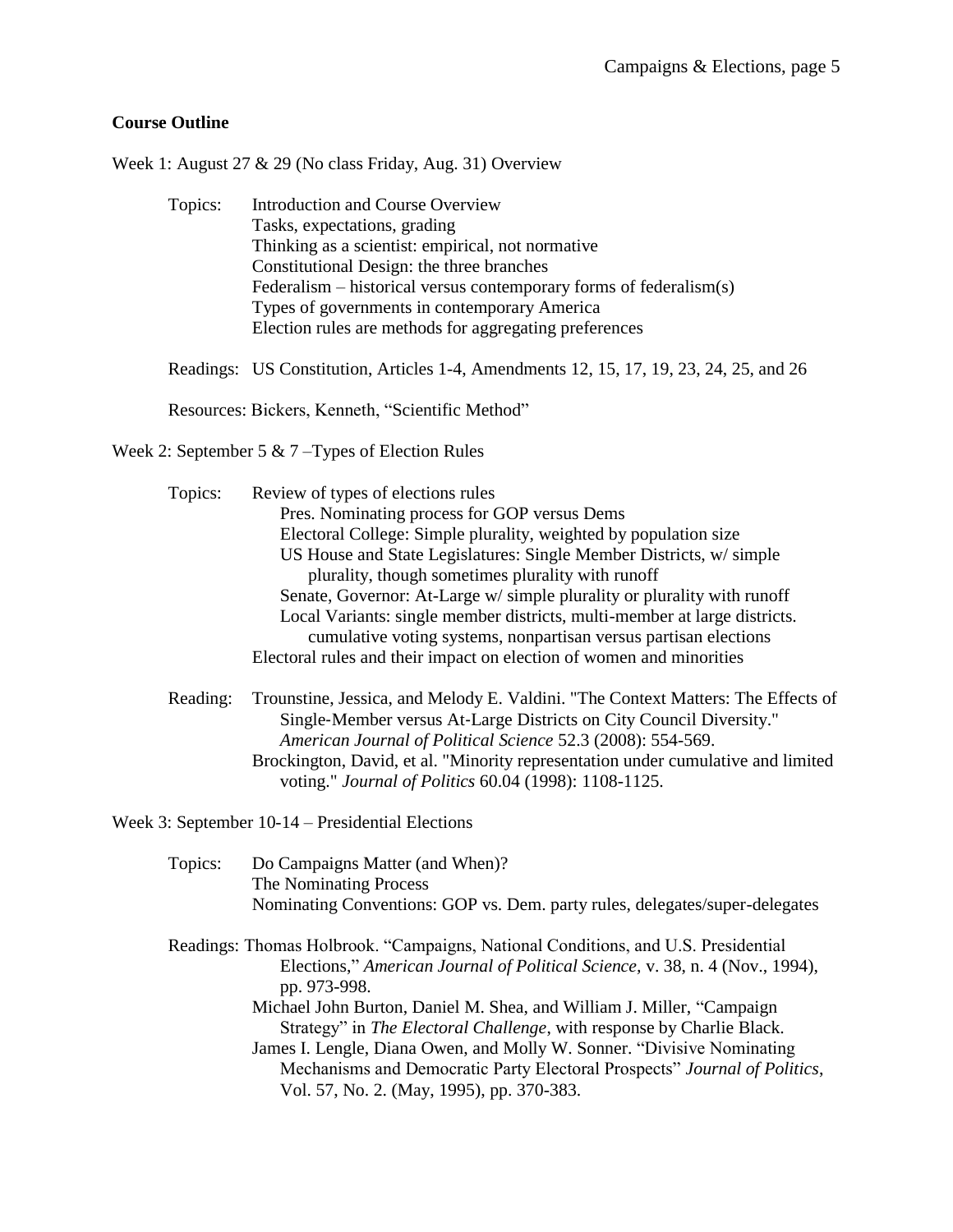**Course Outline**

Week 1: August 27 & 29 (No class Friday, Aug. 31) Overview

Topics:
- Introduction and Course Overview
- Tasks, expectations, grading
- Thinking as a scientist: empirical, not normative
- Constitutional Design: the three branches
- Federalism – historical versus contemporary forms of federalism(s)
- Types of governments in contemporary America
- Election rules are methods for aggregating preferences

Readings: US Constitution, Articles 1-4, Amendments 12, 15, 17, 19, 23, 24, 25, and 26

Resources: Bickers, Kenneth, "Scientific Method"

Week 2: September 5 & 7 –Types of Election Rules

Topics:
- Review of types of elections rules
  - Pres. Nominating process for GOP versus Dems
  - Electoral College: Simple plurality, weighted by population size
  - US House and State Legislatures: Single Member Districts, w/ simple plurality, though sometimes plurality with runoff
  - Senate, Governor: At-Large w/ simple plurality or plurality with runoff
  - Local Variants: single member districts, multi-member at large districts. cumulative voting systems, nonpartisan versus partisan elections
- Electoral rules and their impact on election of women and minorities

Reading:
- Trounstine, Jessica, and Melody E. Valdini. "The Context Matters: The Effects of Single-Member versus At-Large Districts on City Council Diversity." *American Journal of Political Science* 52.3 (2008): 554-569.
- Brockington, David, et al. "Minority representation under cumulative and limited voting." *Journal of Politics* 60.04 (1998): 1108-1125.

Week 3: September 10-14 – Presidential Elections

Topics:
- Do Campaigns Matter (and When)?
- The Nominating Process
- Nominating Conventions: GOP vs. Dem. party rules, delegates/super-delegates

Readings:
- Thomas Holbrook. "Campaigns, National Conditions, and U.S. Presidential Elections," *American Journal of Political Science*, v. 38, n. 4 (Nov., 1994), pp. 973-998.
- Michael John Burton, Daniel M. Shea, and William J. Miller, "Campaign Strategy" in *The Electoral Challenge*, with response by Charlie Black.
- James I. Lengle, Diana Owen, and Molly W. Sonner. "Divisive Nominating Mechanisms and Democratic Party Electoral Prospects" *Journal of Politics*, Vol. 57, No. 2. (May, 1995), pp. 370-383.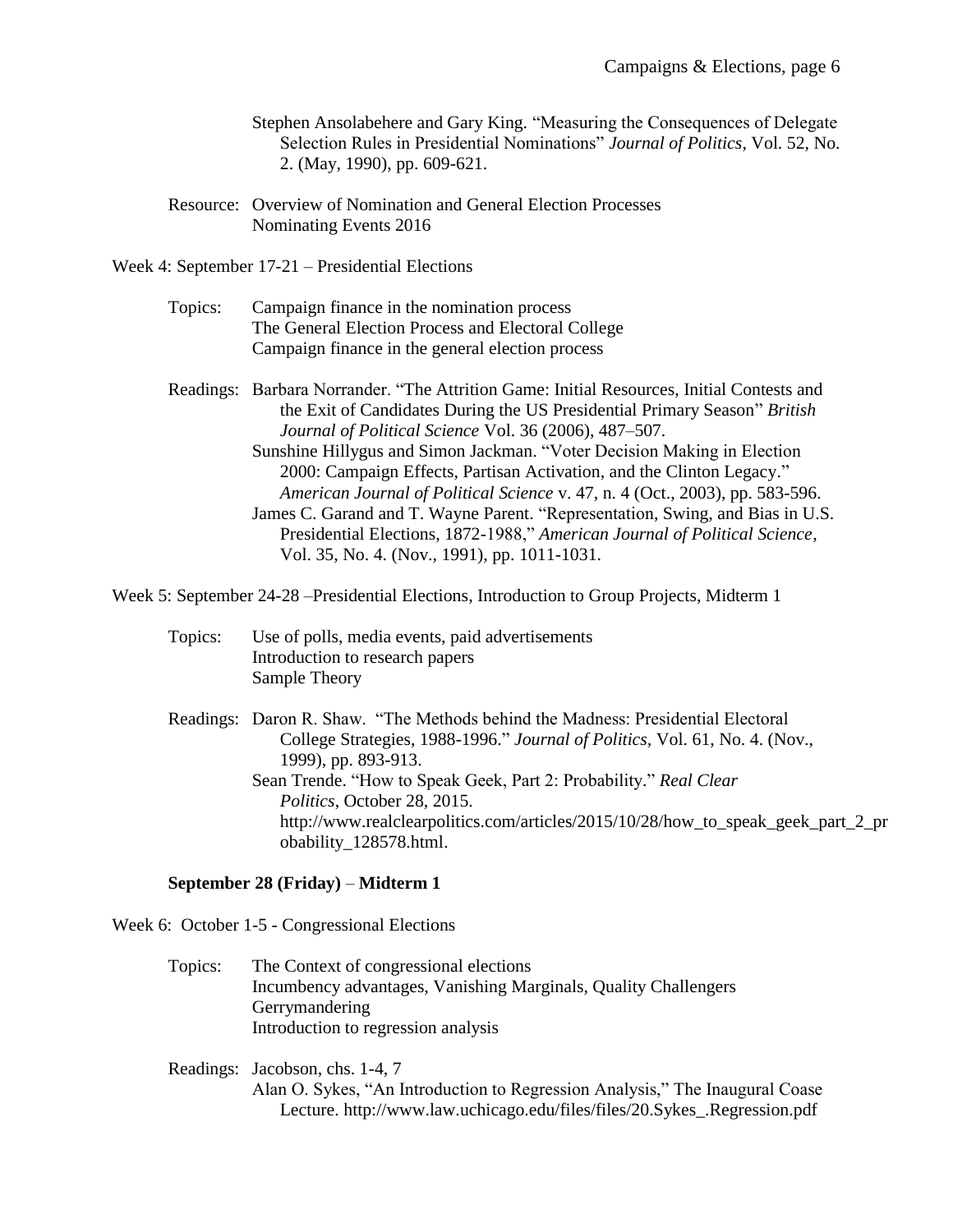Stephen Ansolabehere and Gary King. "Measuring the Consequences of Delegate Selection Rules in Presidential Nominations" *Journal of Politics*, Vol. 52, No. 2. (May, 1990), pp. 609-621.

Resource: Overview of Nomination and General Election Processes
Nominating Events 2016

Week 4: September 17-21 – Presidential Elections

Topics: Campaign finance in the nomination process
The General Election Process and Electoral College
Campaign finance in the general election process

Readings: Barbara Norrander. "The Attrition Game: Initial Resources, Initial Contests and the Exit of Candidates During the US Presidential Primary Season" *British Journal of Political Science* Vol. 36 (2006), 487–507.
Sunshine Hillygus and Simon Jackman. "Voter Decision Making in Election 2000: Campaign Effects, Partisan Activation, and the Clinton Legacy." *American Journal of Political Science* v. 47, n. 4 (Oct., 2003), pp. 583-596.
James C. Garand and T. Wayne Parent. "Representation, Swing, and Bias in U.S. Presidential Elections, 1872-1988," *American Journal of Political Science*, Vol. 35, No. 4. (Nov., 1991), pp. 1011-1031.

Week 5: September 24-28 –Presidential Elections, Introduction to Group Projects, Midterm 1

Topics: Use of polls, media events, paid advertisements
Introduction to research papers
Sample Theory

Readings: Daron R. Shaw. "The Methods behind the Madness: Presidential Electoral College Strategies, 1988-1996." *Journal of Politics*, Vol. 61, No. 4. (Nov., 1999), pp. 893-913.
Sean Trende. "How to Speak Geek, Part 2: Probability." *Real Clear Politics*, October 28, 2015. http://www.realclearpolitics.com/articles/2015/10/28/how_to_speak_geek_part_2_probability_128578.html.

**September 28 (Friday)** – **Midterm 1**

Week 6: October 1-5 - Congressional Elections

Topics: The Context of congressional elections
Incumbency advantages, Vanishing Marginals, Quality Challengers
Gerrymandering
Introduction to regression analysis

Readings: Jacobson, chs. 1-4, 7
Alan O. Sykes, "An Introduction to Regression Analysis," The Inaugural Coase Lecture. http://www.law.uchicago.edu/files/files/20.Sykes_.Regression.pdf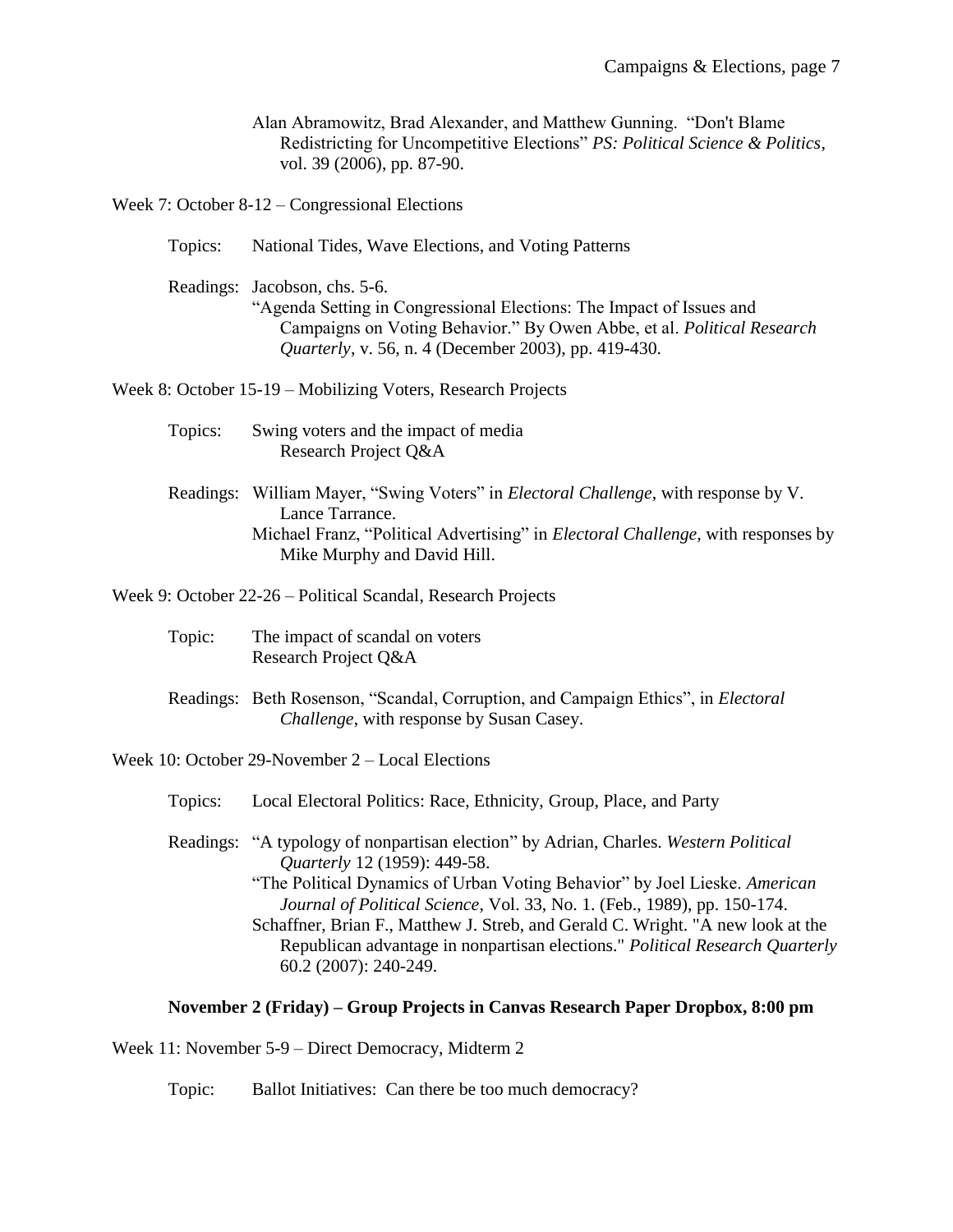Alan Abramowitz, Brad Alexander, and Matthew Gunning. "Don't Blame Redistricting for Uncompetitive Elections" *PS: Political Science & Politics*, vol. 39 (2006), pp. 87-90.

Week 7: October 8-12 – Congressional Elections

Topics: National Tides, Wave Elections, and Voting Patterns

Readings: Jacobson, chs. 5-6.
"Agenda Setting in Congressional Elections: The Impact of Issues and Campaigns on Voting Behavior." By Owen Abbe, et al. *Political Research Quarterly*, v. 56, n. 4 (December 2003), pp. 419-430.

Week 8: October 15-19 – Mobilizing Voters, Research Projects

Topics: Swing voters and the impact of media
Research Project Q&A

Readings: William Mayer, "Swing Voters" in *Electoral Challenge*, with response by V. Lance Tarrance.
Michael Franz, "Political Advertising" in *Electoral Challenge*, with responses by Mike Murphy and David Hill.

Week 9: October 22-26 – Political Scandal, Research Projects

Topic: The impact of scandal on voters
Research Project Q&A

Readings: Beth Rosenson, "Scandal, Corruption, and Campaign Ethics", in *Electoral Challenge*, with response by Susan Casey.

Week 10: October 29-November 2 – Local Elections

Topics: Local Electoral Politics: Race, Ethnicity, Group, Place, and Party

Readings: "A typology of nonpartisan election" by Adrian, Charles. *Western Political Quarterly* 12 (1959): 449-58.
"The Political Dynamics of Urban Voting Behavior" by Joel Lieske. *American Journal of Political Science*, Vol. 33, No. 1. (Feb., 1989), pp. 150-174.
Schaffner, Brian F., Matthew J. Streb, and Gerald C. Wright. "A new look at the Republican advantage in nonpartisan elections." *Political Research Quarterly* 60.2 (2007): 240-249.

**November 2 (Friday) – Group Projects in Canvas Research Paper Dropbox, 8:00 pm**

Week 11: November 5-9 – Direct Democracy, Midterm 2

Topic: Ballot Initiatives: Can there be too much democracy?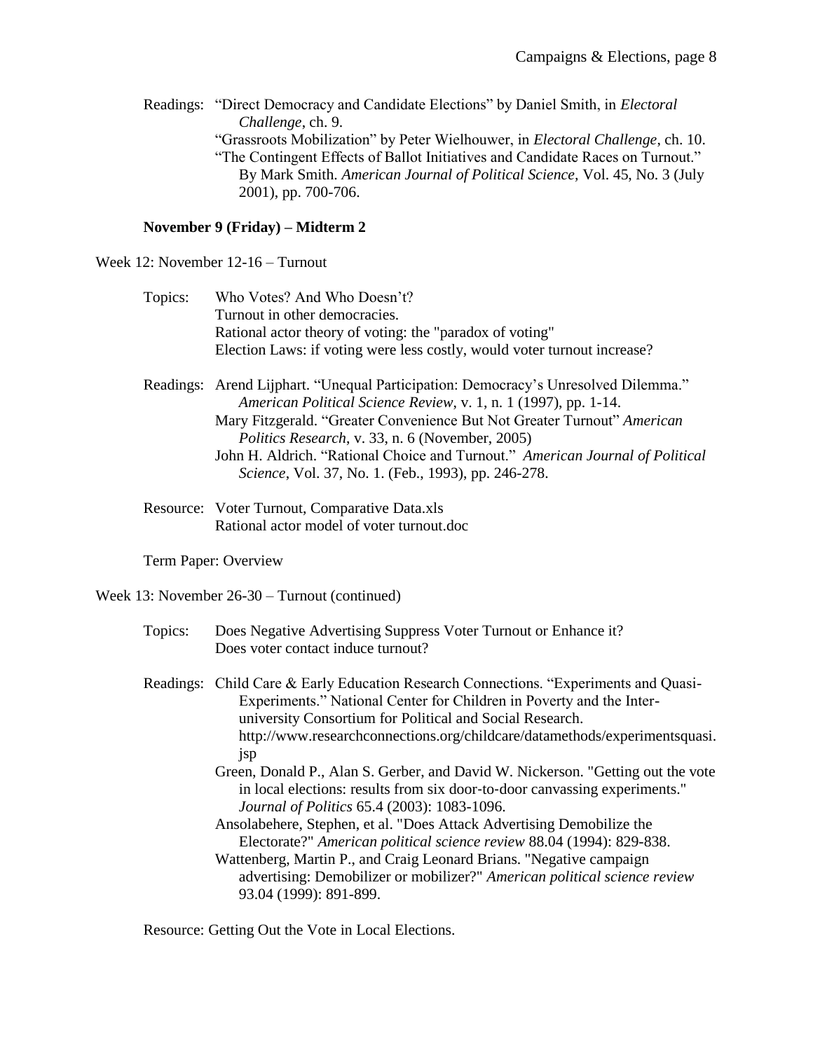Readings: "Direct Democracy and Candidate Elections" by Daniel Smith, in *Electoral Challenge*, ch. 9.
"Grassroots Mobilization" by Peter Wielhouwer, in *Electoral Challenge*, ch. 10.
"The Contingent Effects of Ballot Initiatives and Candidate Races on Turnout." By Mark Smith. *American Journal of Political Science,* Vol. 45, No. 3 (July 2001), pp. 700-706.

**November 9 (Friday) – Midterm 2**

Week 12: November 12-16 – Turnout

Topics: Who Votes? And Who Doesn't?
Turnout in other democracies.
Rational actor theory of voting: the "paradox of voting"
Election Laws: if voting were less costly, would voter turnout increase?

Readings: Arend Lijphart. "Unequal Participation: Democracy's Unresolved Dilemma." *American Political Science Review*, v. 1, n. 1 (1997), pp. 1-14.
Mary Fitzgerald. "Greater Convenience But Not Greater Turnout" *American Politics Research*, v. 33, n. 6 (November, 2005)
John H. Aldrich. "Rational Choice and Turnout." *American Journal of Political Science*, Vol. 37, No. 1. (Feb., 1993), pp. 246-278.

Resource: Voter Turnout, Comparative Data.xls
Rational actor model of voter turnout.doc

Term Paper: Overview

Week 13: November 26-30 – Turnout (continued)

Topics: Does Negative Advertising Suppress Voter Turnout or Enhance it?
Does voter contact induce turnout?

Readings: Child Care & Early Education Research Connections. "Experiments and Quasi-Experiments." National Center for Children in Poverty and the Inter-university Consortium for Political and Social Research. http://www.researchconnections.org/childcare/datamethods/experimentsquasi.jsp
Green, Donald P., Alan S. Gerber, and David W. Nickerson. "Getting out the vote in local elections: results from six door-to-door canvassing experiments." *Journal of Politics* 65.4 (2003): 1083-1096.
Ansolabehere, Stephen, et al. "Does Attack Advertising Demobilize the Electorate?" *American political science review* 88.04 (1994): 829-838.
Wattenberg, Martin P., and Craig Leonard Brians. "Negative campaign advertising: Demobilizer or mobilizer?" *American political science review* 93.04 (1999): 891-899.

Resource: Getting Out the Vote in Local Elections.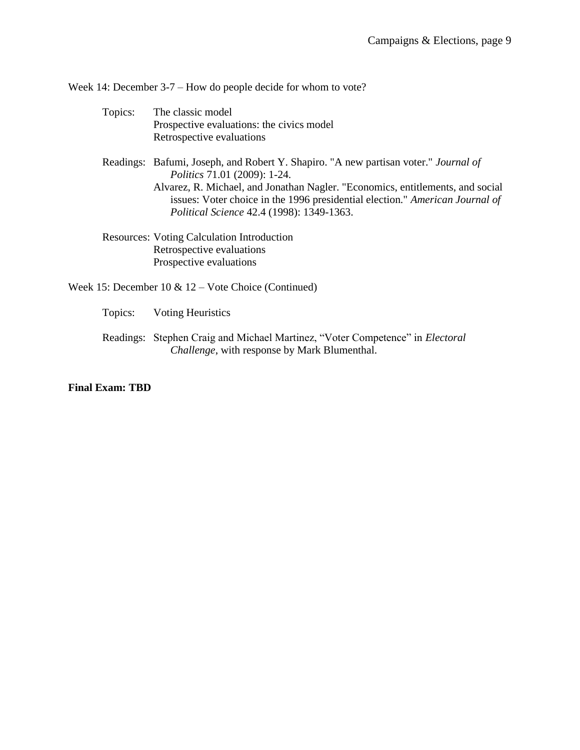Week 14: December 3-7 – How do people decide for whom to vote?

Topics: The classic model
Prospective evaluations: the civics model
Retrospective evaluations

Readings: Bafumi, Joseph, and Robert Y. Shapiro. "A new partisan voter." *Journal of Politics* 71.01 (2009): 1-24.
Alvarez, R. Michael, and Jonathan Nagler. "Economics, entitlements, and social issues: Voter choice in the 1996 presidential election." *American Journal of Political Science* 42.4 (1998): 1349-1363.

Resources: Voting Calculation Introduction
Retrospective evaluations
Prospective evaluations

Week 15: December 10 & 12 – Vote Choice (Continued)

Topics: Voting Heuristics

Readings: Stephen Craig and Michael Martinez, "Voter Competence" in *Electoral Challenge*, with response by Mark Blumenthal.

**Final Exam: TBD**